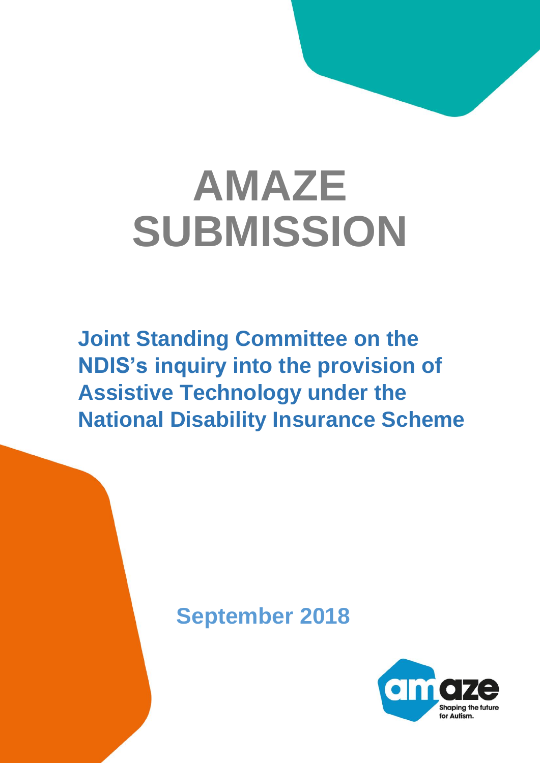# AMAZE SUBMISSION

## Joint Standing Committee on the NDIS's inquiry into the provision of Assistive Technology under the National Disability Insurance Scheme

September 2018

amaze

Shaping the future for Autism.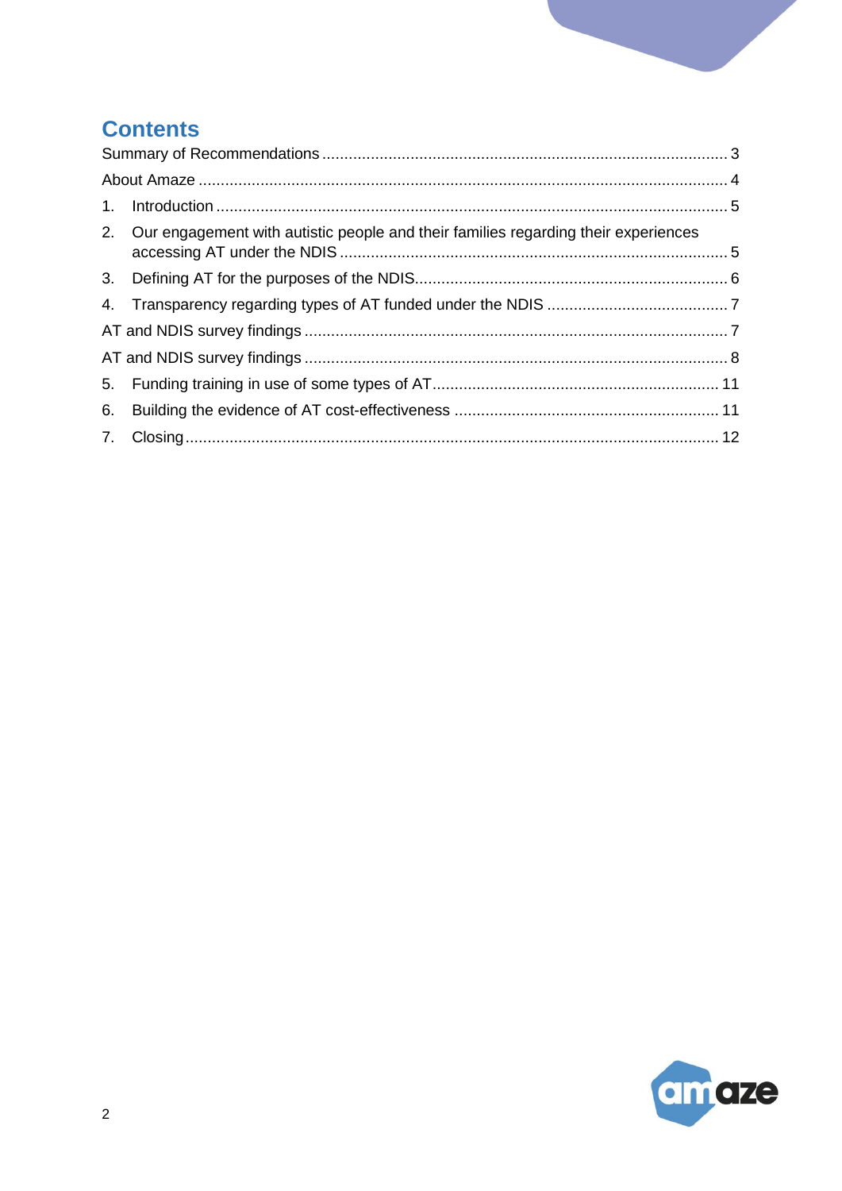# Contents

Summary of Recommendations ........................................................................................ 3

About Amaze .................................................................................................................. 4

1. Introduction ............................................................................................................... 5

2. Our engagement with autistic people and their families regarding their experiences accessing AT under the NDIS ...................................................................................... 5

3. Defining AT for the purposes of the NDIS.................................................................. 6

4. Transparency regarding types of AT funded under the NDIS ...................................... 7

AT and NDIS survey findings .......................................................................................... 7

AT and NDIS survey findings .......................................................................................... 8

5. Funding training in use of some types of AT............................................................. 11

6. Building the evidence of AT cost-effectiveness ........................................................ 11

7. Closing ..................................................................................................................... 12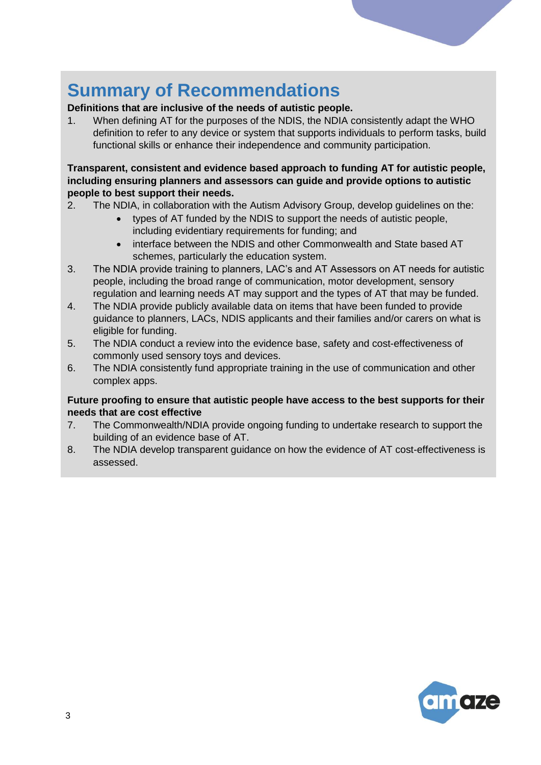# Summary of Recommendations

**Definitions that are inclusive of the needs of autistic people.**

1. When defining AT for the purposes of the NDIS, the NDIA consistently adapt the WHO definition to refer to any device or system that supports individuals to perform tasks, build functional skills or enhance their independence and community participation.

**Transparent, consistent and evidence based approach to funding AT for autistic people, including ensuring planners and assessors can guide and provide options to autistic people to best support their needs.**

2. The NDIA, in collaboration with the Autism Advisory Group, develop guidelines on the:
    - types of AT funded by the NDIS to support the needs of autistic people, including evidentiary requirements for funding; and
    - interface between the NDIS and other Commonwealth and State based AT schemes, particularly the education system.
3. The NDIA provide training to planners, LAC's and AT Assessors on AT needs for autistic people, including the broad range of communication, motor development, sensory regulation and learning needs AT may support and the types of AT that may be funded.
4. The NDIA provide publicly available data on items that have been funded to provide guidance to planners, LACs, NDIS applicants and their families and/or carers on what is eligible for funding.
5. The NDIA conduct a review into the evidence base, safety and cost-effectiveness of commonly used sensory toys and devices.
6. The NDIA consistently fund appropriate training in the use of communication and other complex apps.

**Future proofing to ensure that autistic people have access to the best supports for their needs that are cost effective**

7. The Commonwealth/NDIA provide ongoing funding to undertake research to support the building of an evidence base of AT.
8. The NDIA develop transparent guidance on how the evidence of AT cost-effectiveness is assessed.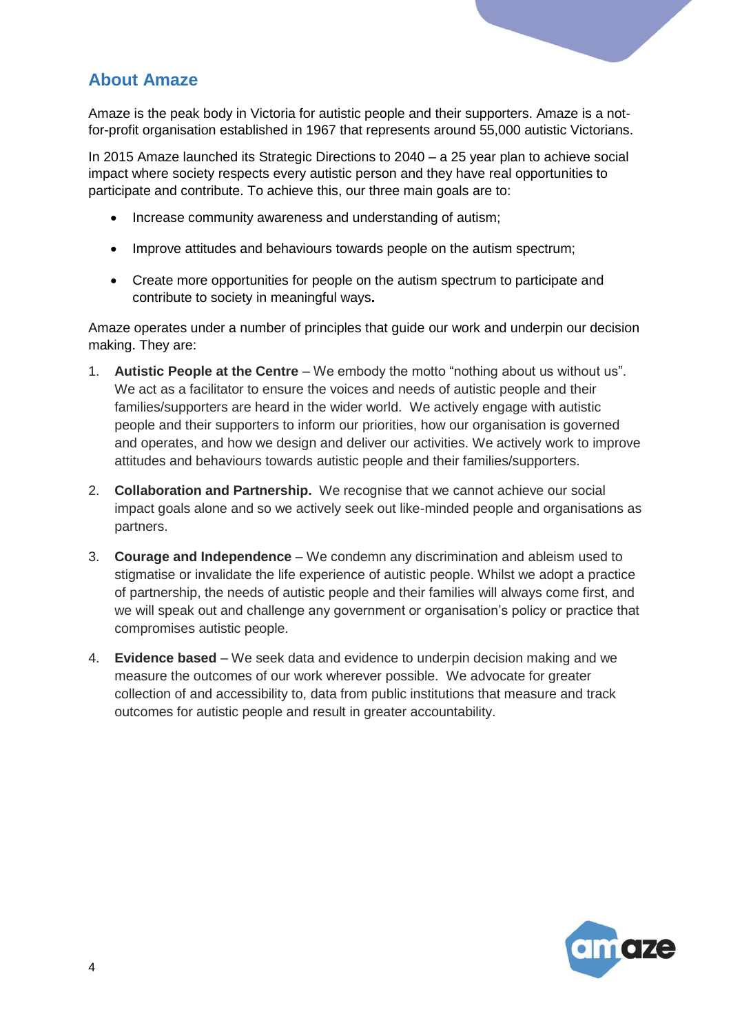## About Amaze

Amaze is the peak body in Victoria for autistic people and their supporters. Amaze is a not-for-profit organisation established in 1967 that represents around 55,000 autistic Victorians.

In 2015 Amaze launched its Strategic Directions to 2040 – a 25 year plan to achieve social impact where society respects every autistic person and they have real opportunities to participate and contribute. To achieve this, our three main goals are to:

- Increase community awareness and understanding of autism;
- Improve attitudes and behaviours towards people on the autism spectrum;
- Create more opportunities for people on the autism spectrum to participate and contribute to society in meaningful ways**.**

Amaze operates under a number of principles that guide our work and underpin our decision making. They are:

1. **Autistic People at the Centre** – We embody the motto "nothing about us without us". We act as a facilitator to ensure the voices and needs of autistic people and their families/supporters are heard in the wider world. We actively engage with autistic people and their supporters to inform our priorities, how our organisation is governed and operates, and how we design and deliver our activities. We actively work to improve attitudes and behaviours towards autistic people and their families/supporters.
2. **Collaboration and Partnership.** We recognise that we cannot achieve our social impact goals alone and so we actively seek out like-minded people and organisations as partners.
3. **Courage and Independence** – We condemn any discrimination and ableism used to stigmatise or invalidate the life experience of autistic people. Whilst we adopt a practice of partnership, the needs of autistic people and their families will always come first, and we will speak out and challenge any government or organisation's policy or practice that compromises autistic people.
4. **Evidence based** – We seek data and evidence to underpin decision making and we measure the outcomes of our work wherever possible. We advocate for greater collection of and accessibility to, data from public institutions that measure and track outcomes for autistic people and result in greater accountability.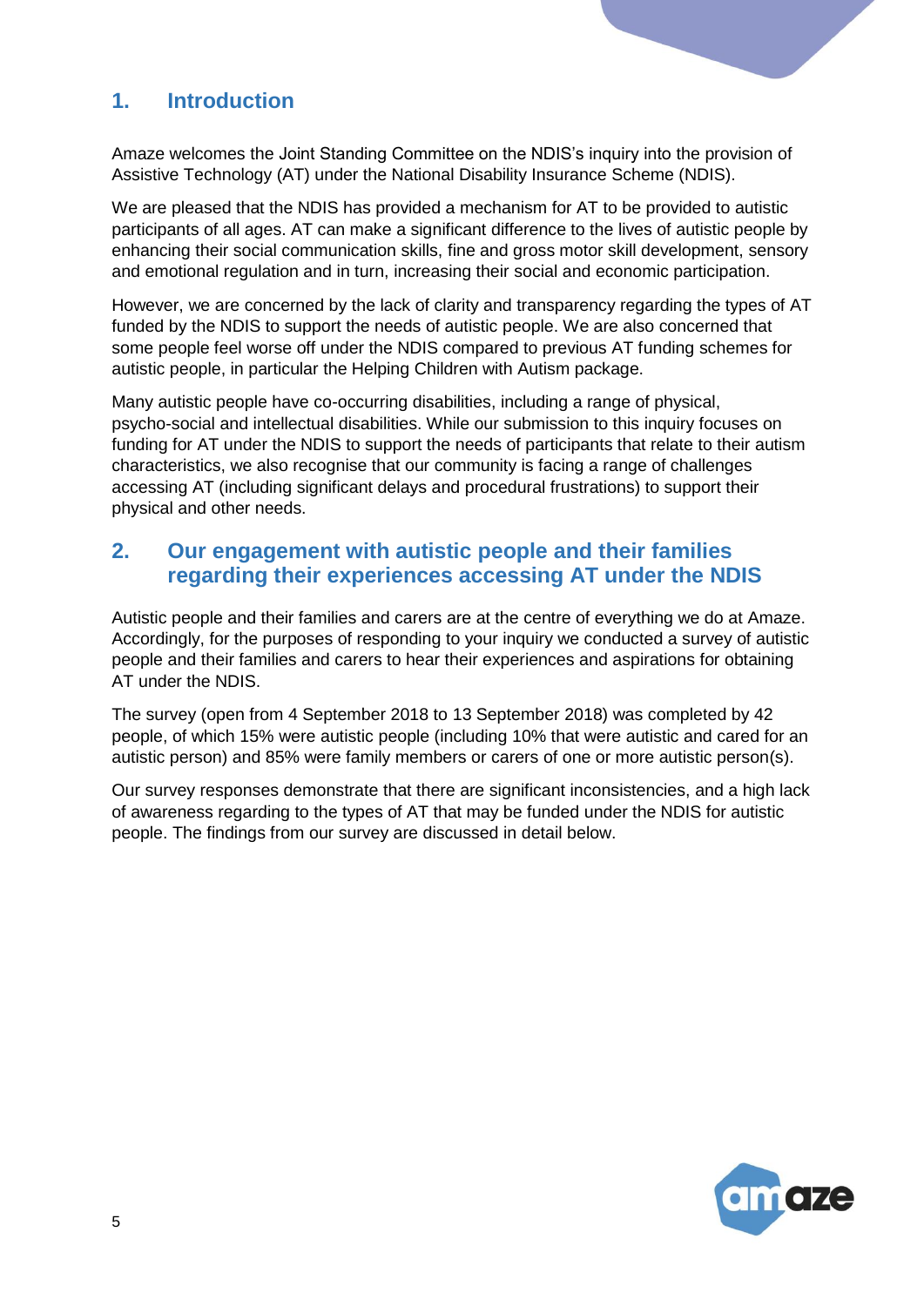## 1. Introduction

Amaze welcomes the Joint Standing Committee on the NDIS's inquiry into the provision of Assistive Technology (AT) under the National Disability Insurance Scheme (NDIS).

We are pleased that the NDIS has provided a mechanism for AT to be provided to autistic participants of all ages. AT can make a significant difference to the lives of autistic people by enhancing their social communication skills, fine and gross motor skill development, sensory and emotional regulation and in turn, increasing their social and economic participation.

However, we are concerned by the lack of clarity and transparency regarding the types of AT funded by the NDIS to support the needs of autistic people. We are also concerned that some people feel worse off under the NDIS compared to previous AT funding schemes for autistic people, in particular the Helping Children with Autism package.

Many autistic people have co-occurring disabilities, including a range of physical, psycho-social and intellectual disabilities. While our submission to this inquiry focuses on funding for AT under the NDIS to support the needs of participants that relate to their autism characteristics, we also recognise that our community is facing a range of challenges accessing AT (including significant delays and procedural frustrations) to support their physical and other needs.

## 2. Our engagement with autistic people and their families regarding their experiences accessing AT under the NDIS

Autistic people and their families and carers are at the centre of everything we do at Amaze. Accordingly, for the purposes of responding to your inquiry we conducted a survey of autistic people and their families and carers to hear their experiences and aspirations for obtaining AT under the NDIS.

The survey (open from 4 September 2018 to 13 September 2018) was completed by 42 people, of which 15% were autistic people (including 10% that were autistic and cared for an autistic person) and 85% were family members or carers of one or more autistic person(s).

Our survey responses demonstrate that there are significant inconsistencies, and a high lack of awareness regarding to the types of AT that may be funded under the NDIS for autistic people. The findings from our survey are discussed in detail below.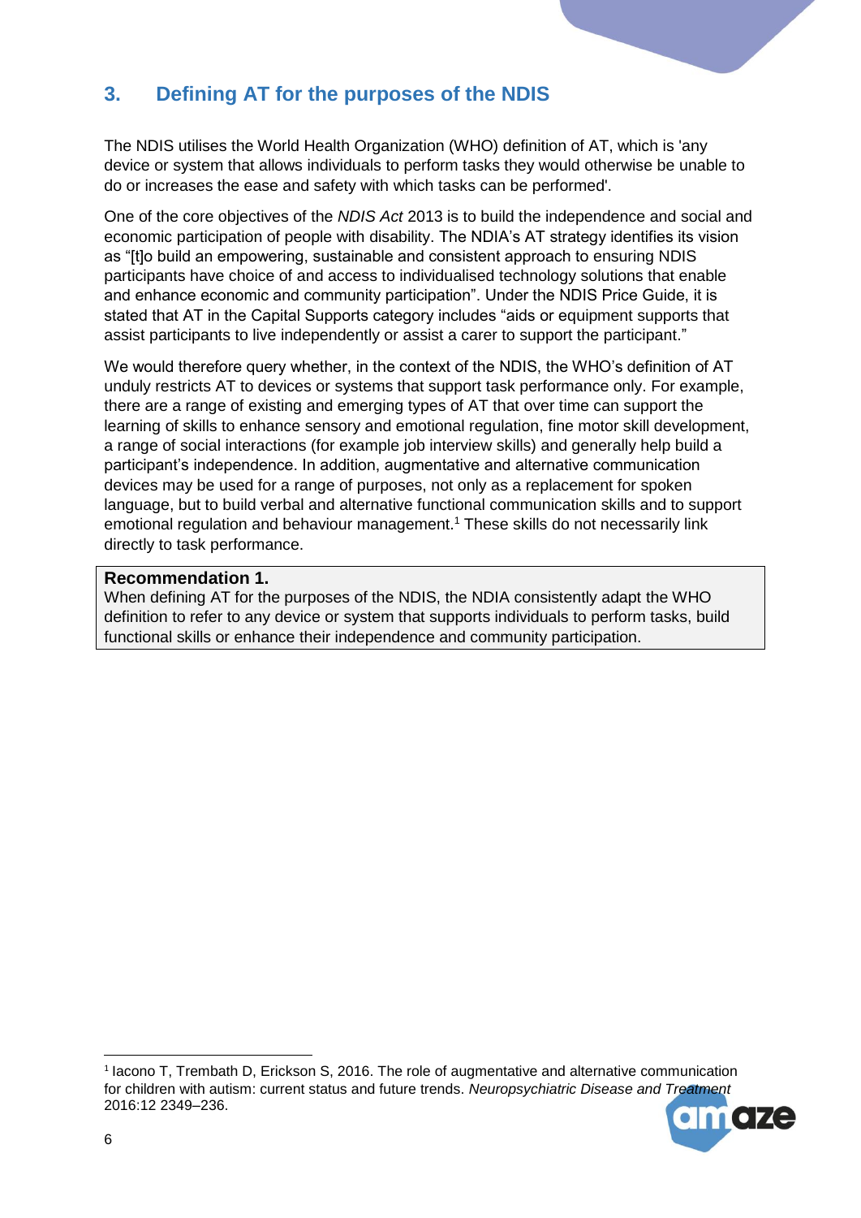## 3. Defining AT for the purposes of the NDIS

The NDIS utilises the World Health Organization (WHO) definition of AT, which is 'any device or system that allows individuals to perform tasks they would otherwise be unable to do or increases the ease and safety with which tasks can be performed'.

One of the core objectives of the *NDIS Act* 2013 is to build the independence and social and economic participation of people with disability. The NDIA's AT strategy identifies its vision as "[t]o build an empowering, sustainable and consistent approach to ensuring NDIS participants have choice of and access to individualised technology solutions that enable and enhance economic and community participation". Under the NDIS Price Guide, it is stated that AT in the Capital Supports category includes "aids or equipment supports that assist participants to live independently or assist a carer to support the participant."

We would therefore query whether, in the context of the NDIS, the WHO's definition of AT unduly restricts AT to devices or systems that support task performance only. For example, there are a range of existing and emerging types of AT that over time can support the learning of skills to enhance sensory and emotional regulation, fine motor skill development, a range of social interactions (for example job interview skills) and generally help build a participant's independence. In addition, augmentative and alternative communication devices may be used for a range of purposes, not only as a replacement for spoken language, but to build verbal and alternative functional communication skills and to support emotional regulation and behaviour management.[1] These skills do not necessarily link directly to task performance.

> **Recommendation 1.**
> When defining AT for the purposes of the NDIS, the NDIA consistently adapt the WHO definition to refer to any device or system that supports individuals to perform tasks, build functional skills or enhance their independence and community participation.

[1] Iacono T, Trembath D, Erickson S, 2016. The role of augmentative and alternative communication for children with autism: current status and future trends. *Neuropsychiatric Disease and Treatment* 2016:12 2349–236.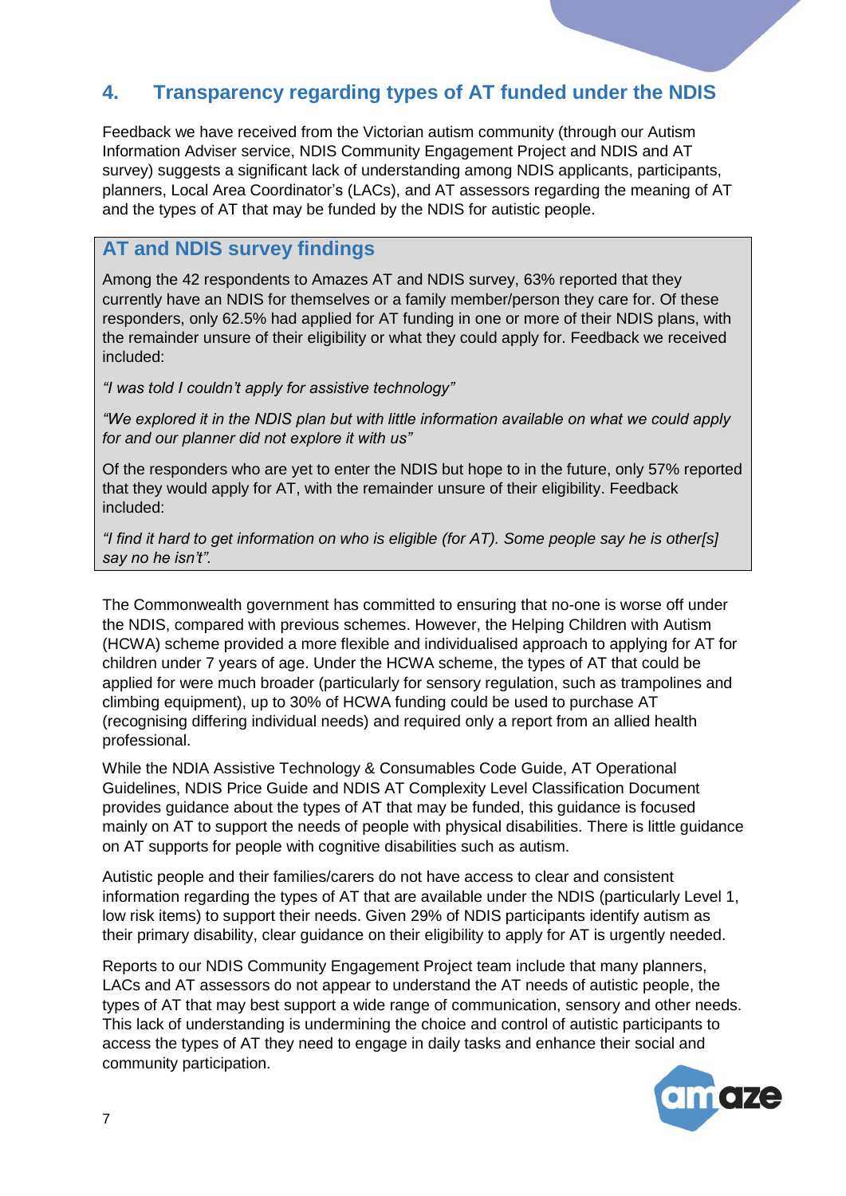## 4. Transparency regarding types of AT funded under the NDIS

Feedback we have received from the Victorian autism community (through our Autism Information Adviser service, NDIS Community Engagement Project and NDIS and AT survey) suggests a significant lack of understanding among NDIS applicants, participants, planners, Local Area Coordinator's (LACs), and AT assessors regarding the meaning of AT and the types of AT that may be funded by the NDIS for autistic people.

### AT and NDIS survey findings

Among the 42 respondents to Amazes AT and NDIS survey, 63% reported that they currently have an NDIS for themselves or a family member/person they care for. Of these responders, only 62.5% had applied for AT funding in one or more of their NDIS plans, with the remainder unsure of their eligibility or what they could apply for. Feedback we received included:

*"I was told I couldn't apply for assistive technology"*

*"We explored it in the NDIS plan but with little information available on what we could apply for and our planner did not explore it with us"*

Of the responders who are yet to enter the NDIS but hope to in the future, only 57% reported that they would apply for AT, with the remainder unsure of their eligibility. Feedback included:

*"I find it hard to get information on who is eligible (for AT). Some people say he is other[s] say no he isn't".*

The Commonwealth government has committed to ensuring that no-one is worse off under the NDIS, compared with previous schemes. However, the Helping Children with Autism (HCWA) scheme provided a more flexible and individualised approach to applying for AT for children under 7 years of age. Under the HCWA scheme, the types of AT that could be applied for were much broader (particularly for sensory regulation, such as trampolines and climbing equipment), up to 30% of HCWA funding could be used to purchase AT (recognising differing individual needs) and required only a report from an allied health professional.

While the NDIA Assistive Technology & Consumables Code Guide, AT Operational Guidelines, NDIS Price Guide and NDIS AT Complexity Level Classification Document provides guidance about the types of AT that may be funded, this guidance is focused mainly on AT to support the needs of people with physical disabilities. There is little guidance on AT supports for people with cognitive disabilities such as autism.

Autistic people and their families/carers do not have access to clear and consistent information regarding the types of AT that are available under the NDIS (particularly Level 1, low risk items) to support their needs. Given 29% of NDIS participants identify autism as their primary disability, clear guidance on their eligibility to apply for AT is urgently needed.

Reports to our NDIS Community Engagement Project team include that many planners, LACs and AT assessors do not appear to understand the AT needs of autistic people, the types of AT that may best support a wide range of communication, sensory and other needs. This lack of understanding is undermining the choice and control of autistic participants to access the types of AT they need to engage in daily tasks and enhance their social and community participation.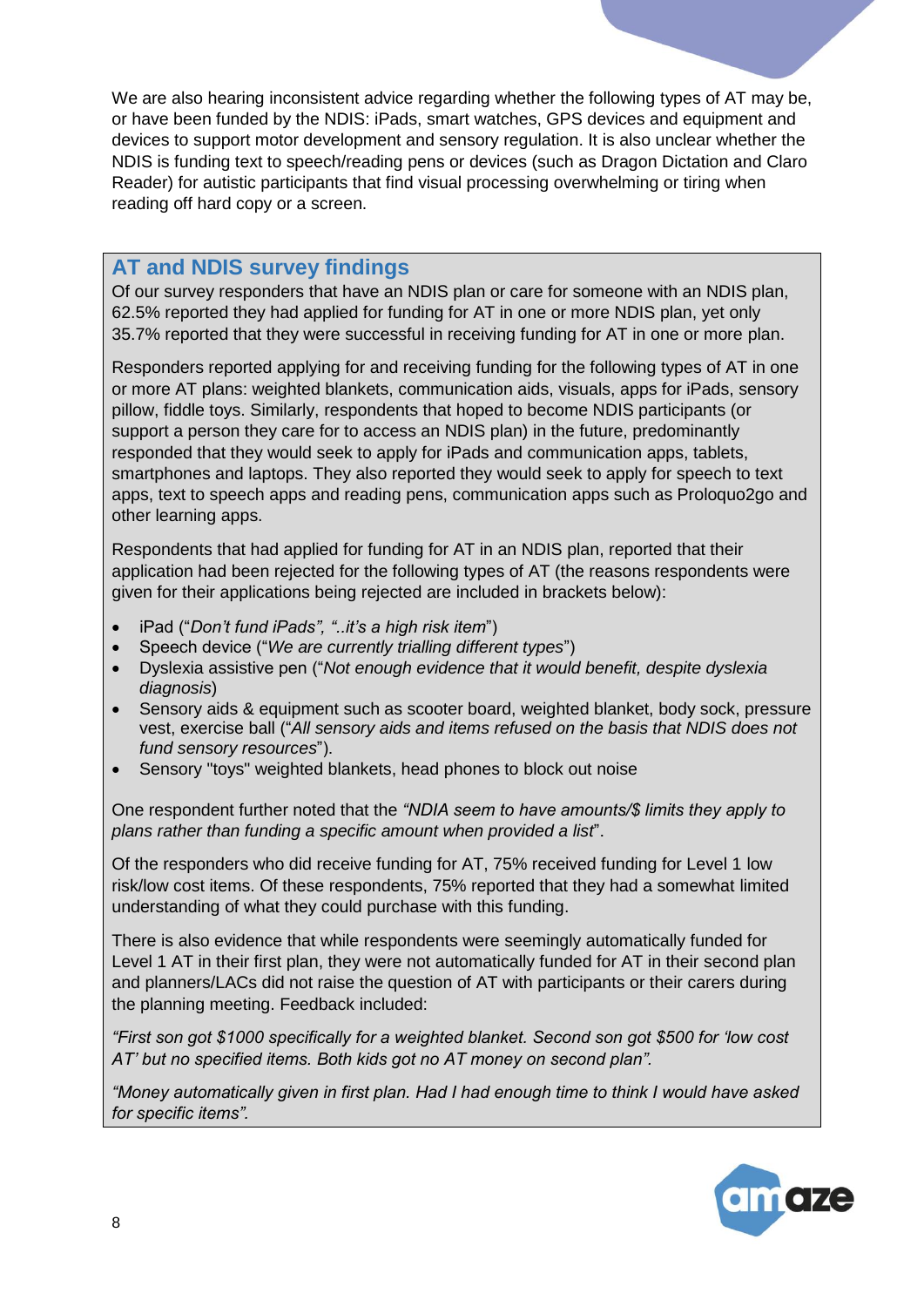We are also hearing inconsistent advice regarding whether the following types of AT may be, or have been funded by the NDIS: iPads, smart watches, GPS devices and equipment and devices to support motor development and sensory regulation. It is also unclear whether the NDIS is funding text to speech/reading pens or devices (such as Dragon Dictation and Claro Reader) for autistic participants that find visual processing overwhelming or tiring when reading off hard copy or a screen.

## AT and NDIS survey findings

Of our survey responders that have an NDIS plan or care for someone with an NDIS plan, 62.5% reported they had applied for funding for AT in one or more NDIS plan, yet only 35.7% reported that they were successful in receiving funding for AT in one or more plan.

Responders reported applying for and receiving funding for the following types of AT in one or more AT plans: weighted blankets, communication aids, visuals, apps for iPads, sensory pillow, fiddle toys. Similarly, respondents that hoped to become NDIS participants (or support a person they care for to access an NDIS plan) in the future, predominantly responded that they would seek to apply for iPads and communication apps, tablets, smartphones and laptops. They also reported they would seek to apply for speech to text apps, text to speech apps and reading pens, communication apps such as Proloquo2go and other learning apps.

Respondents that had applied for funding for AT in an NDIS plan, reported that their application had been rejected for the following types of AT (the reasons respondents were given for their applications being rejected are included in brackets below):

- iPad ("*Don't fund iPads", "..it's a high risk item*")
- Speech device ("*We are currently trialling different types*")
- Dyslexia assistive pen ("*Not enough evidence that it would benefit, despite dyslexia diagnosis*)
- Sensory aids & equipment such as scooter board, weighted blanket, body sock, pressure vest, exercise ball ("*All sensory aids and items refused on the basis that NDIS does not fund sensory resources*").
- Sensory "toys" weighted blankets, head phones to block out noise

One respondent further noted that the *"NDIA seem to have amounts/$ limits they apply to plans rather than funding a specific amount when provided a list*".

Of the responders who did receive funding for AT, 75% received funding for Level 1 low risk/low cost items. Of these respondents, 75% reported that they had a somewhat limited understanding of what they could purchase with this funding.

There is also evidence that while respondents were seemingly automatically funded for Level 1 AT in their first plan, they were not automatically funded for AT in their second plan and planners/LACs did not raise the question of AT with participants or their carers during the planning meeting. Feedback included:

*"First son got $1000 specifically for a weighted blanket. Second son got $500 for 'low cost AT' but no specified items. Both kids got no AT money on second plan".*

*"Money automatically given in first plan. Had I had enough time to think I would have asked for specific items".*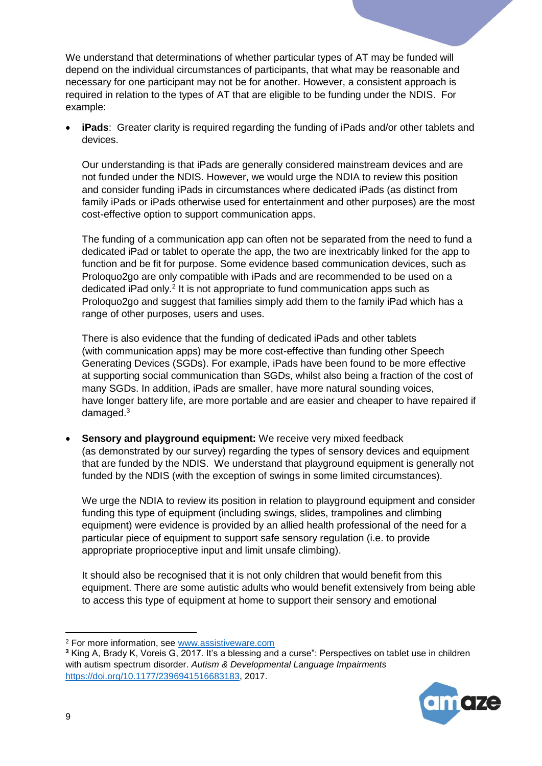We understand that determinations of whether particular types of AT may be funded will depend on the individual circumstances of participants, that what may be reasonable and necessary for one participant may not be for another. However, a consistent approach is required in relation to the types of AT that are eligible to be funding under the NDIS. For example:

- **iPads**: Greater clarity is required regarding the funding of iPads and/or other tablets and devices.

  Our understanding is that iPads are generally considered mainstream devices and are not funded under the NDIS. However, we would urge the NDIA to review this position and consider funding iPads in circumstances where dedicated iPads (as distinct from family iPads or iPads otherwise used for entertainment and other purposes) are the most cost-effective option to support communication apps.

  The funding of a communication app can often not be separated from the need to fund a dedicated iPad or tablet to operate the app, the two are inextricably linked for the app to function and be fit for purpose. Some evidence based communication devices, such as Proloquo2go are only compatible with iPads and are recommended to be used on a dedicated iPad only.[2] It is not appropriate to fund communication apps such as Proloquo2go and suggest that families simply add them to the family iPad which has a range of other purposes, users and uses.

  There is also evidence that the funding of dedicated iPads and other tablets (with communication apps) may be more cost-effective than funding other Speech Generating Devices (SGDs). For example, iPads have been found to be more effective at supporting social communication than SGDs, whilst also being a fraction of the cost of many SGDs. In addition, iPads are smaller, have more natural sounding voices, have longer battery life, are more portable and are easier and cheaper to have repaired if damaged.[3]

- **Sensory and playground equipment:** We receive very mixed feedback (as demonstrated by our survey) regarding the types of sensory devices and equipment that are funded by the NDIS. We understand that playground equipment is generally not funded by the NDIS (with the exception of swings in some limited circumstances).

  We urge the NDIA to review its position in relation to playground equipment and consider funding this type of equipment (including swings, slides, trampolines and climbing equipment) were evidence is provided by an allied health professional of the need for a particular piece of equipment to support safe sensory regulation (i.e. to provide appropriate proprioceptive input and limit unsafe climbing).

  It should also be recognised that it is not only children that would benefit from this equipment. There are some autistic adults who would benefit extensively from being able to access this type of equipment at home to support their sensory and emotional

---

[2] For more information, see www.assistiveware.com

[3] King A, Brady K, Voreis G, 2017. It's a blessing and a curse": Perspectives on tablet use in children with autism spectrum disorder. *Autism & Developmental Language Impairments* https://doi.org/10.1177/2396941516683183, 2017.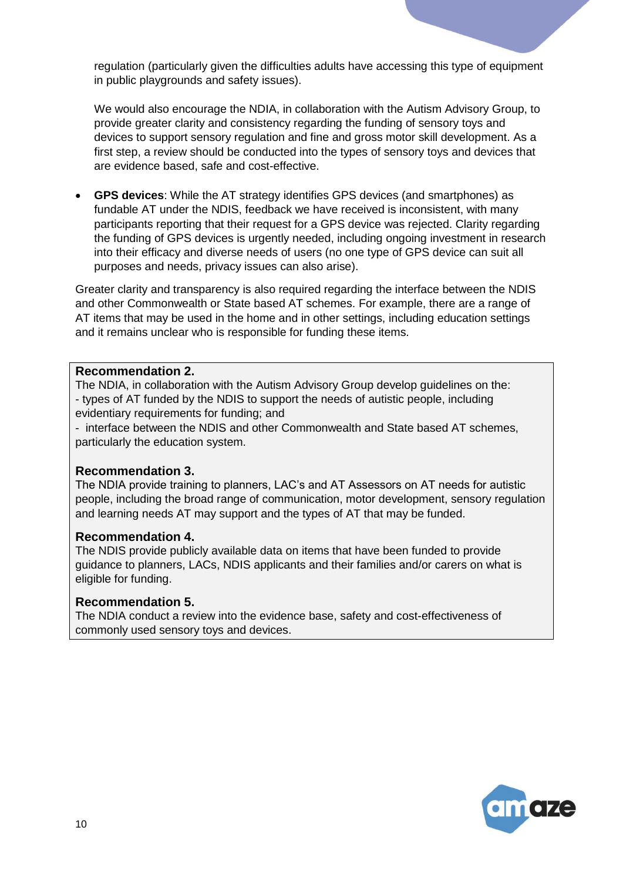regulation (particularly given the difficulties adults have accessing this type of equipment in public playgrounds and safety issues).

We would also encourage the NDIA, in collaboration with the Autism Advisory Group, to provide greater clarity and consistency regarding the funding of sensory toys and devices to support sensory regulation and fine and gross motor skill development. As a first step, a review should be conducted into the types of sensory toys and devices that are evidence based, safe and cost-effective.

- **GPS devices**: While the AT strategy identifies GPS devices (and smartphones) as fundable AT under the NDIS, feedback we have received is inconsistent, with many participants reporting that their request for a GPS device was rejected. Clarity regarding the funding of GPS devices is urgently needed, including ongoing investment in research into their efficacy and diverse needs of users (no one type of GPS device can suit all purposes and needs, privacy issues can also arise).

Greater clarity and transparency is also required regarding the interface between the NDIS and other Commonwealth or State based AT schemes. For example, there are a range of AT items that may be used in the home and in other settings, including education settings and it remains unclear who is responsible for funding these items.

**Recommendation 2.**
The NDIA, in collaboration with the Autism Advisory Group develop guidelines on the:
- types of AT funded by the NDIS to support the needs of autistic people, including evidentiary requirements for funding; and
- interface between the NDIS and other Commonwealth and State based AT schemes, particularly the education system.

**Recommendation 3.**
The NDIA provide training to planners, LAC's and AT Assessors on AT needs for autistic people, including the broad range of communication, motor development, sensory regulation and learning needs AT may support and the types of AT that may be funded.

**Recommendation 4.**
The NDIS provide publicly available data on items that have been funded to provide guidance to planners, LACs, NDIS applicants and their families and/or carers on what is eligible for funding.

**Recommendation 5.**
The NDIA conduct a review into the evidence base, safety and cost-effectiveness of commonly used sensory toys and devices.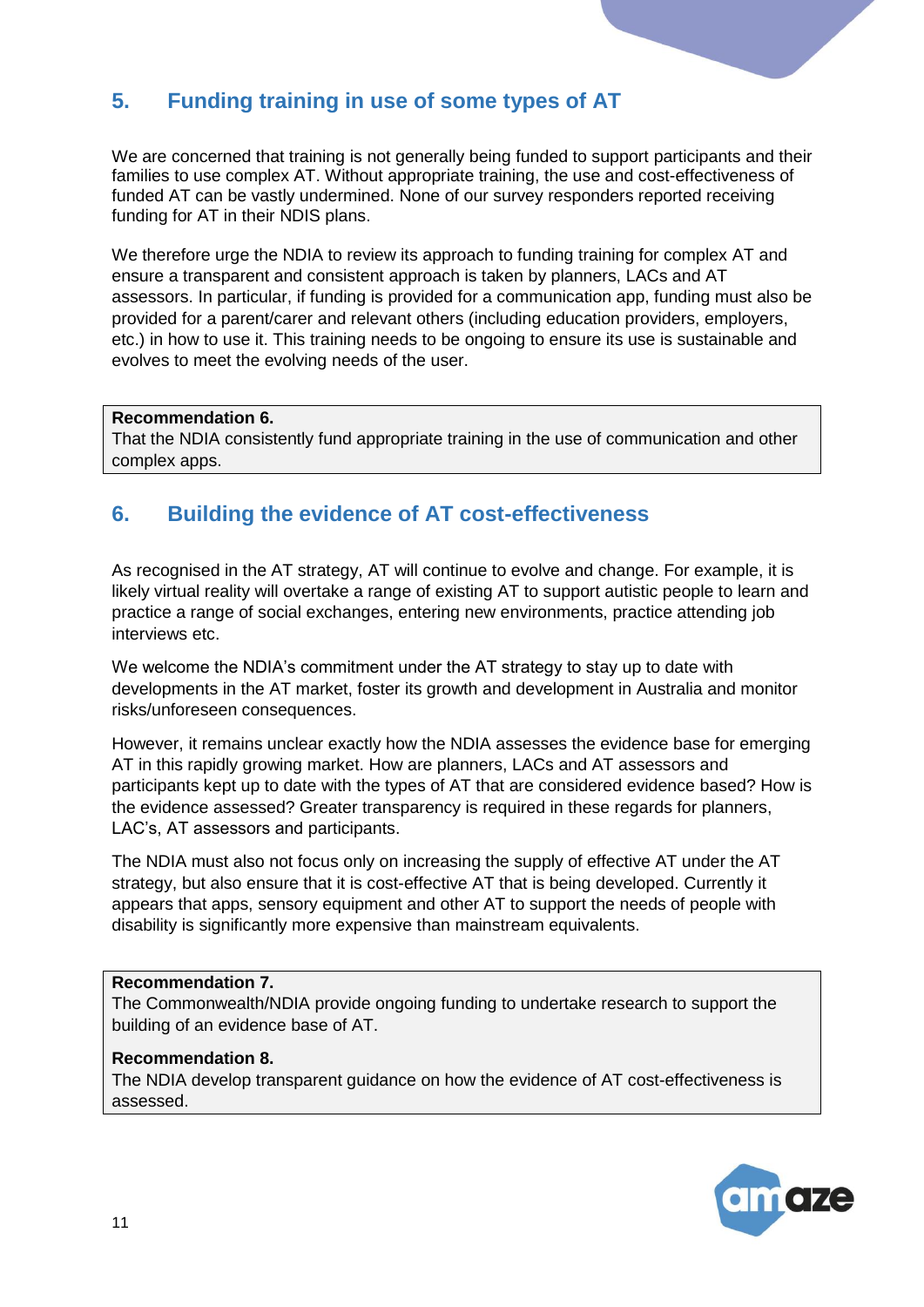## 5. Funding training in use of some types of AT

We are concerned that training is not generally being funded to support participants and their families to use complex AT. Without appropriate training, the use and cost-effectiveness of funded AT can be vastly undermined. None of our survey responders reported receiving funding for AT in their NDIS plans.

We therefore urge the NDIA to review its approach to funding training for complex AT and ensure a transparent and consistent approach is taken by planners, LACs and AT assessors. In particular, if funding is provided for a communication app, funding must also be provided for a parent/carer and relevant others (including education providers, employers, etc.) in how to use it. This training needs to be ongoing to ensure its use is sustainable and evolves to meet the evolving needs of the user.

> **Recommendation 6.**
> That the NDIA consistently fund appropriate training in the use of communication and other complex apps.

## 6. Building the evidence of AT cost-effectiveness

As recognised in the AT strategy, AT will continue to evolve and change. For example, it is likely virtual reality will overtake a range of existing AT to support autistic people to learn and practice a range of social exchanges, entering new environments, practice attending job interviews etc.

We welcome the NDIA's commitment under the AT strategy to stay up to date with developments in the AT market, foster its growth and development in Australia and monitor risks/unforeseen consequences.

However, it remains unclear exactly how the NDIA assesses the evidence base for emerging AT in this rapidly growing market. How are planners, LACs and AT assessors and participants kept up to date with the types of AT that are considered evidence based? How is the evidence assessed? Greater transparency is required in these regards for planners, LAC's, AT assessors and participants.

The NDIA must also not focus only on increasing the supply of effective AT under the AT strategy, but also ensure that it is cost-effective AT that is being developed. Currently it appears that apps, sensory equipment and other AT to support the needs of people with disability is significantly more expensive than mainstream equivalents.

> **Recommendation 7.**
> The Commonwealth/NDIA provide ongoing funding to undertake research to support the building of an evidence base of AT.
>
> **Recommendation 8.**
> The NDIA develop transparent guidance on how the evidence of AT cost-effectiveness is assessed.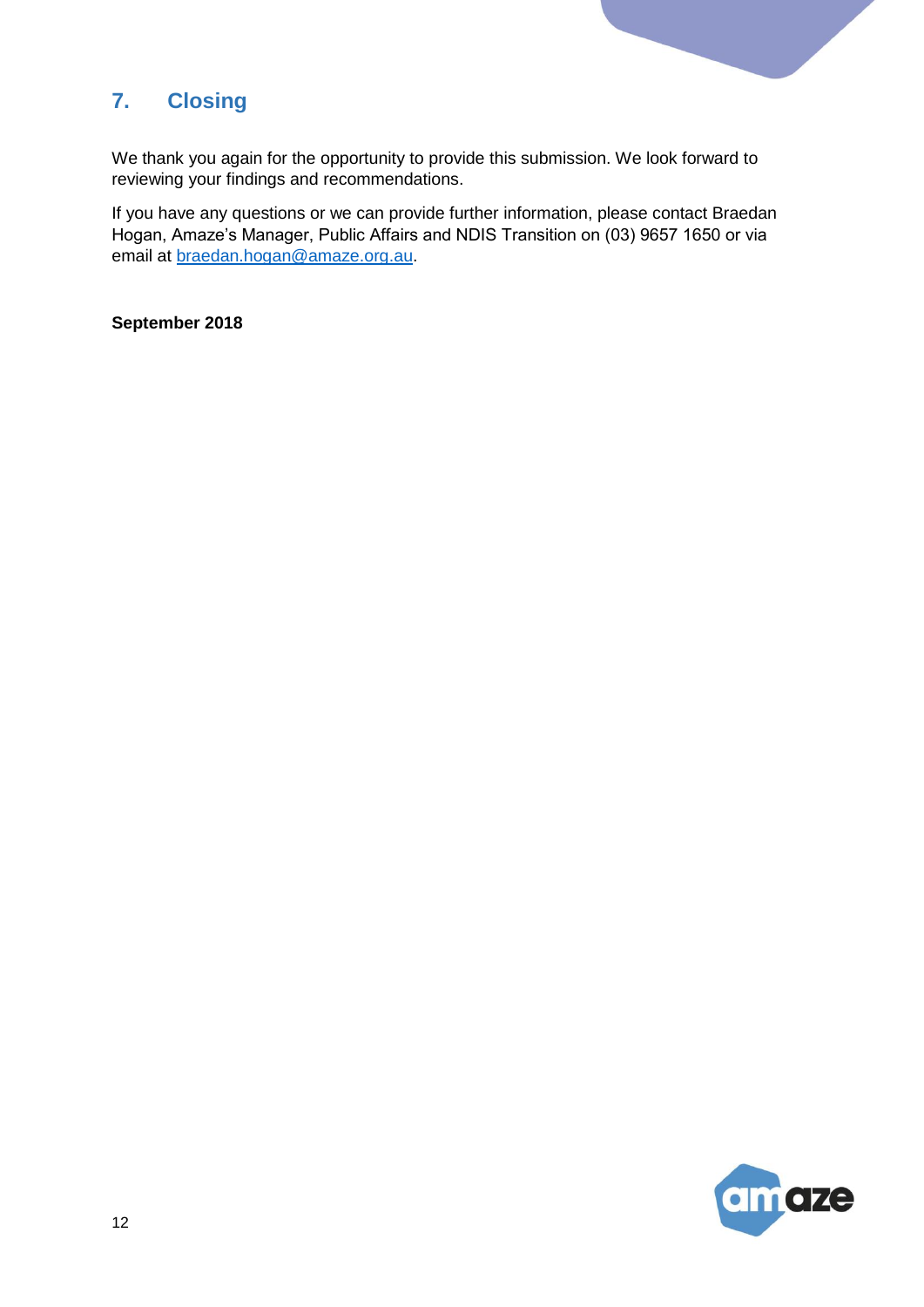## 7. Closing

We thank you again for the opportunity to provide this submission. We look forward to reviewing your findings and recommendations.

If you have any questions or we can provide further information, please contact Braedan Hogan, Amaze's Manager, Public Affairs and NDIS Transition on (03) 9657 1650 or via email at braedan.hogan@amaze.org.au.

**September 2018**